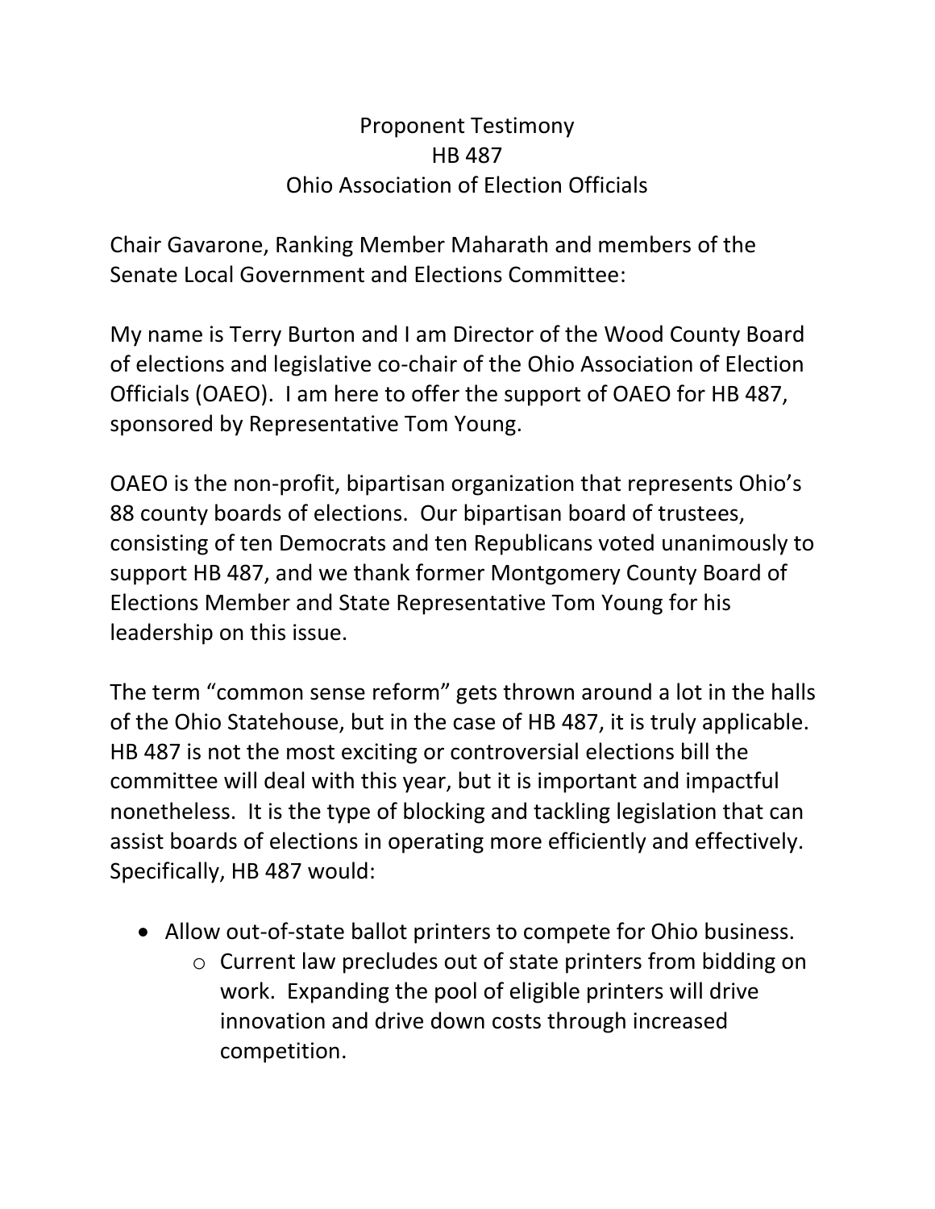# Proponent Testimony
## HB 487
## Ohio Association of Election Officials

Chair Gavarone, Ranking Member Maharath and members of the Senate Local Government and Elections Committee:

My name is Terry Burton and I am Director of the Wood County Board of elections and legislative co-chair of the Ohio Association of Election Officials (OAEO). I am here to offer the support of OAEO for HB 487, sponsored by Representative Tom Young.

OAEO is the non-profit, bipartisan organization that represents Ohio's 88 county boards of elections. Our bipartisan board of trustees, consisting of ten Democrats and ten Republicans voted unanimously to support HB 487, and we thank former Montgomery County Board of Elections Member and State Representative Tom Young for his leadership on this issue.

The term "common sense reform" gets thrown around a lot in the halls of the Ohio Statehouse, but in the case of HB 487, it is truly applicable. HB 487 is not the most exciting or controversial elections bill the committee will deal with this year, but it is important and impactful nonetheless. It is the type of blocking and tackling legislation that can assist boards of elections in operating more efficiently and effectively. Specifically, HB 487 would:

- Allow out-of-state ballot printers to compete for Ohio business.
  - Current law precludes out of state printers from bidding on work. Expanding the pool of eligible printers will drive innovation and drive down costs through increased competition.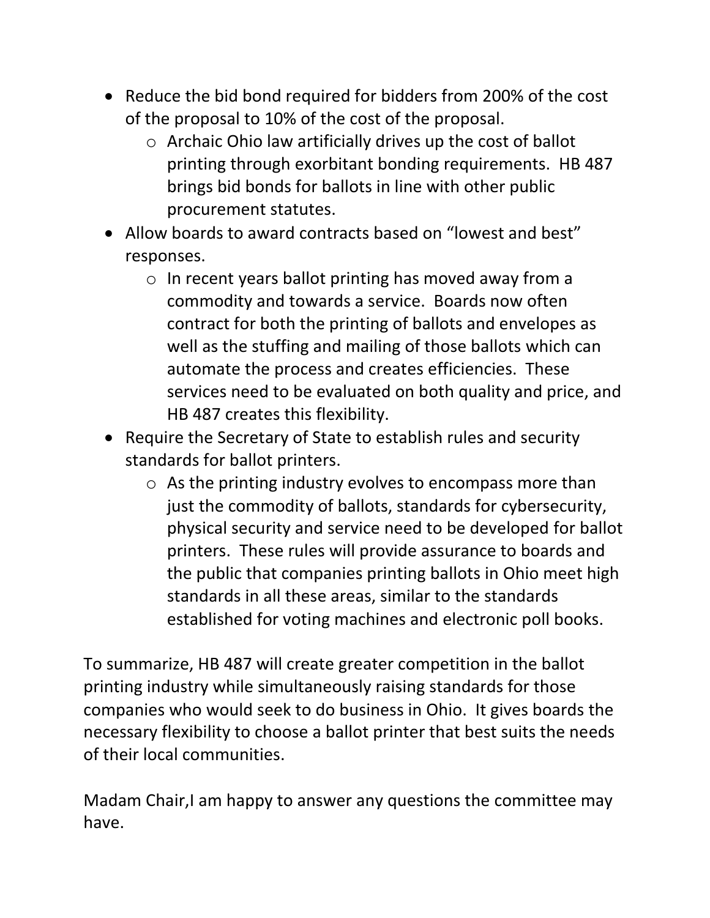- Reduce the bid bond required for bidders from 200% of the cost of the proposal to 10% of the cost of the proposal.
  - Archaic Ohio law artificially drives up the cost of ballot printing through exorbitant bonding requirements. HB 487 brings bid bonds for ballots in line with other public procurement statutes.
- Allow boards to award contracts based on "lowest and best" responses.
  - In recent years ballot printing has moved away from a commodity and towards a service. Boards now often contract for both the printing of ballots and envelopes as well as the stuffing and mailing of those ballots which can automate the process and creates efficiencies. These services need to be evaluated on both quality and price, and HB 487 creates this flexibility.
- Require the Secretary of State to establish rules and security standards for ballot printers.
  - As the printing industry evolves to encompass more than just the commodity of ballots, standards for cybersecurity, physical security and service need to be developed for ballot printers. These rules will provide assurance to boards and the public that companies printing ballots in Ohio meet high standards in all these areas, similar to the standards established for voting machines and electronic poll books.

To summarize, HB 487 will create greater competition in the ballot printing industry while simultaneously raising standards for those companies who would seek to do business in Ohio. It gives boards the necessary flexibility to choose a ballot printer that best suits the needs of their local communities.

Madam Chair,I am happy to answer any questions the committee may have.